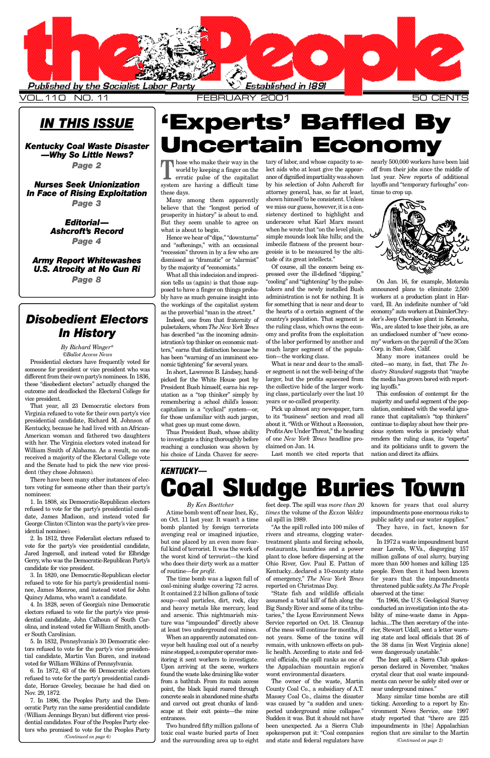# the People

Published by the Socialist Labor Party — Established in 1891

VOL. 110 NO. 11 — FEBRUARY 2001 — 50 CENTS

## IN THIS ISSUE

**Kentucky Coal Waste Disaster —Why So Little News?** *Page 2*

**Nurses Seek Unionization In Face of Rising Exploitation** *Page 3*

**Editorial— Ashcroft's Record** *Page 4*

**Army Report Whitewashes U.S. Atrocity at No Gun Ri** *Page 8*

# 'Experts' Baffled By Uncertain Economy

Those who make their way in the world by keeping a finger on the erratic pulse of the capitalist system are having a difficult time these days.

Many among them apparently believe that the "longest period of prosperity in history" is about to end. But they seem unable to agree on what is about to begin.

Hence we hear of "dips," "downturns" and "softenings," with an occasional "recession" thrown in by a few who are dismissed as "dramatic" or "alarmist" by the majority of "economists."

What all this indecision and imprecision tells us (again) is that those supposed to have a finger on things probably have as much genuine insight into the workings of the capitalist system as the proverbial "man in the street."

Indeed, one from that fraternity of pulsetakers, whom *The New York Times* has described "as the incoming administration's top thinker on economic matters," earns that distinction because he has been "warning of an imminent economic tightening" for several years.

In short, Lawrence B. Lindsey, handpicked for the White House post by President Bush himself, earns his reputation as a "top thinker" simply by remembering a school child's lesson: capitalism is a "cyclical" system—or, for those unfamiliar with such jargon, what goes up must come down.

Thus President Bush, whose ability to investigate a thing thoroughly before reaching a conclusion was shown by his choice of Linda Chavez for secretary of labor, and whose capacity to select aids who at least give the appearance of dignified impartiality was shown by his selection of John Ashcroft for attorney general, has, so far at least, shown himself to be consistent. Unless we miss our guess, however, it is a consistency destined to highlight and underscore what Karl Marx meant when he wrote that "on the level plain, simple mounds look like hills; and the imbecile flatness of the present bourgeoisie is to be measured by the altitude of its great intellects."

Of course, all the concern being expressed over the ill-defined "dipping," "cooling" and "tightening" by the pulsetakers and the newly installed Bush administration is not for nothing. It is for something that is near and dear to the hearts of a certain segment of the country's population. That segment is the ruling class, which owns the economy and profits from the exploitation of the labor performed by another and much larger segment of the population—the working class.

What is near and dear to the smaller segment is not the well-being of the larger, but the profits squeezed from the collective hide of the larger working class, particularly over the last 10 years or so-called prosperity.

Pick up almost any newspaper, turn to its "business" section and read all about it. "With or Without a Recession, Profits Are Under Threat," the heading of one *New York Times* headline proclaimed on Jan. 14.

Last month we cited reports that nearly 500,000 workers have been laid off from their jobs since the middle of last year. New reports of additional layoffs and "temporary furloughs" continue to crop up.

On Jan. 16, for example, Motorola announced plans to eliminate 2,500 workers at a production plant in Harvard, Ill. An indefinite number of "old economy" auto workers at DaimlerChrysler's Jeep Cherokee plant in Kenosha, Wis., are slated to lose their jobs, as are an undisclosed number of "new economy" workers on the payroll of the 3Com Corp. in San Jose, Calif.

Many more instances could be cited—so many, in fact, that *The Industry Standard* suggests that "maybe the media has grown bored with reporting layoffs."

This confession of contempt for the majority and useful segment of the population, combined with the woeful ignorance that capitalism's "top thinkers" continue to display about how their precious system works is precisely what renders the ruling class, its "experts" and its politicians unfit to govern the nation and direct its affairs.

## Disobedient Electors In History

*By Richard Winger\**
*©Ballot Access News*

Presidential electors have frequently voted for someone for president or vice president who was different from their own party's nominees. In 1836, these "disobedient electors" actually changed the outcome and deadlocked the Electoral College for vice president.

That year, all 23 Democratic electors from Virginia refused to vote for their own party's vice presidential candidate, Richard M. Johnson of Kentucky, because he had lived with an African-American woman and fathered two daughters with her. The Virginia electors voted instead for William Smith of Alabama. As a result, no one received a majority of the Electoral College for vice president and the Senate had to pick the new vice president (they chose Johnson).

There have been many other instances of electors voting for someone other than their party's nominees:

1. In 1808, six Democratic-Republican electors refused to vote for the party's presidential candidate, James Madison, and instead voted for George Clinton (Clinton was the party's vice presidential nominee).
2. In 1812, three Federalist electors refused to vote for the party's vice presidential candidate, Jared Ingersoll, and instead voted for Elbridge Gerry, who was the Democratic-Republican Party's candidate for vice president.
3. In 1820, one Democratic-Republican elector refused to vote for his party's presidential nominee, James Monroe, and instead voted for John Quincy Adams, who wasn't a candidate.
4. In 1828, seven of Georgia's nine Democratic electors refused to vote for the party's vice presidential candidate, John Calhoun of South Carolina, and instead voted for William Smith, another South Carolinian.
5. In 1832, Pennsylvania's 30 Democratic electors refused to vote for the party's vice presidential candidate, Martin Van Buren, and instead voted for William Wilkins of Pennsylvania.
6. In 1872, 63 of the 66 Democratic electors refused to vote for the party's presidential candidate, Horace Greeley, because he had died on Nov. 29, 1872.
7. In 1896, the Peoples Party and the Democratic Party ran the same presidential candidate (William Jennings Bryan) but different vice presidential candidates. Four of the Peoples Party electors who promised to vote for the Peoples Party

*(Continued on page 6)*

# KENTUCKY— Coal Sludge Buries Town

*By Ken Boettcher*

A time bomb went off near Inez, Ky., on Oct. 11 last year. It wasn't a time bomb planted by foreign terrorists avenging real or imagined injustice, but one placed by an even more fearful kind of terrorist. It was the work of the worst kind of terrorist—the kind who does their dirty work as a matter of routine—for *profit*.

The time bomb was a lagoon full of coal-mining sludge covering 72 acres. It contained 2.2 billion gallons of toxic soup—coal particles, dirt, rock, clay and heavy metals like mercury, lead and arsenic. This nightmarish mixture was "impounded" directly above at least two underground coal mines.

When an apparently automated conveyor belt hauling coal out of a nearby mine stopped, a computer operator monitoring it sent workers to investigate. Upon arriving at the scene, workers found the waste lake draining like water from a bathtub. From its main access point, the black liquid roared through concrete seals in abandoned mine shafts and carved out great chunks of landscape at their exit points—the mine entrances.

Two hundred fifty million gallons of toxic coal waste buried parts of Inez and the surrounding area up to eight feet deep. The spill was *more than 20 times* the volume of the *Exxon Valdez* oil spill in 1989.

"As the spill rolled into 100 miles of rivers and streams, clogging water-treatment plants and forcing schools, restaurants, laundries and a power plant to close before dispersing at the Ohio River, Gov. Paul E. Patton of Kentucky...declared a 10-county state of emergency," *The New York Times* reported on Christmas Day.

"State fish and wildlife officials assumed a 'total kill' of fish along the Big Sandy River and some of its tributaries," the Lycos Environment News Service reported on Oct. 18. Cleanup of the mess will continue for months, if not years. Some of the toxins will remain, with unknown effects on public health. According to state and federal officials, the spill ranks as one of the Appalachian mountain region's worst environmental disasters.

The owner of the waste, Martin County Coal Co., a subsidiary of A.T. Massey Coal Co., claims the disaster was caused by "a sudden and unexpected underground mine collapse." Sudden it was. But it should not have been unexpected. As a Sierra Club spokesperson put it: "Coal companies and state and federal regulators have known for years that coal slurry impoundments pose enormous risks to public safety and our water supplies."

They have, in fact, known for decades.

In 1972 a waste impoundment burst near Laredo, W.Va., disgorging 157 million gallons of coal slurry, burying more than 500 homes and killing 125 people. Even then it had been known for years that the impoundments threatened public safety. As *The People* observed at the time:

"In 1966, the U.S. Geological Survey conducted an investigation into the stability of mine-waste dams in Appalachia....The then secretary of the interior, Stewart Udall, sent a letter warning state and local officials that 26 of the 38 dams [in West Virginia alone] were dangerously unstable."

The Inez spill, a Sierra Club spokesperson declared in November, "makes crystal clear that coal waste impoundments can never be safely sited over or near underground mines."

Many similar time bombs are still ticking. According to a report by Environment News Service, one 1997 study reported that "there are 225 impoundments in [the] Appalachian region that are similar to the Martin

*(Continued on page 2)*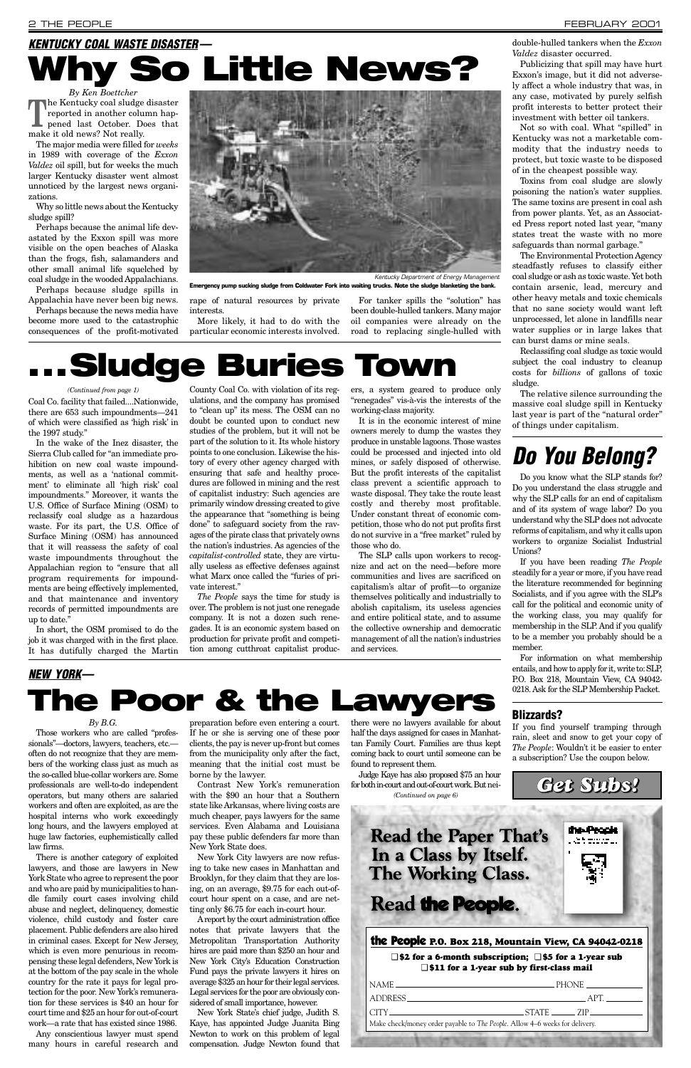## *KENTUCKY COAL WASTE DISASTER—*

# Why So Little News?

*By Ken Boettcher*

The Kentucky coal sludge disaster reported in another column happened last October. Does that make it old news? Not really.

The major media were filled for *weeks* in 1989 with coverage of the *Exxon Valdez* oil spill, but for weeks the much larger Kentucky disaster went almost unnoticed by the largest news organizations.

Why so little news about the Kentucky sludge spill?

Perhaps because the animal life devastated by the Exxon spill was more visible on the open beaches of Alaska than the frogs, fish, salamanders and other small animal life squelched by coal sludge in the wooded Appalachians.

Perhaps because sludge spills in Appalachia have never been big news.

Perhaps because the news media have become more used to the catastrophic consequences of the profit-motivated rape of natural resources by private interests.

More likely, it had to do with the particular economic interests involved.

For tanker spills the "solution" has been double-hulled tankers. Many major oil companies were already on the road to replacing single-hulled with double-hulled tankers when the *Exxon Valdez* disaster occurred.

Publicizing that spill may have hurt Exxon's image, but it did not adversely affect a whole industry that was, in any case, motivated by purely selfish profit interests to better protect their investment with better oil tankers.

Not so with coal. What "spilled" in Kentucky was not a marketable commodity that the industry needs to protect, but toxic waste to be disposed of in the cheapest possible way.

Toxins from coal sludge are slowly poisoning the nation's water supplies. The same toxins are present in coal ash from power plants. Yet, as an Associated Press report noted last year, "many states treat the waste with no more safeguards than normal garbage."

The Environmental Protection Agency steadfastly refuses to classify either coal sludge or ash as toxic waste. Yet both contain arsenic, lead, mercury and other heavy metals and toxic chemicals that no sane society would want left unprocessed, let alone in landfills near water supplies or in large lakes that can burst dams or mine seals.

Reclassifing coal sludge as toxic would subject the coal industry to cleanup costs for *billions* of gallons of toxic sludge.

The relative silence surrounding the massive coal sludge spill in Kentucky last year is part of the "natural order" of things under capitalism.

*Kentucky Department of Energy Management*

**Emergency pump sucking sludge from Coldwater Fork into waiting trucks. Note the sludge blanketing the bank.**

# ...Sludge Buries Town

*(Continued from page 1)*

Coal Co. facility that failed....Nationwide, there are 653 such impoundments—241 of which were classified as 'high risk' in the 1997 study."

In the wake of the Inez disaster, the Sierra Club called for "an immediate prohibition on new coal waste impoundments, as well as a 'national commitment' to eliminate all 'high risk' coal impoundments." Moreover, it wants the U.S. Office of Surface Mining (OSM) to reclassify coal sludge as a hazardous waste. For its part, the U.S. Office of Surface Mining (OSM) has announced that it will reassess the safety of coal waste impoundments throughout the Appalachian region to "ensure that all program requirements for impoundments are being effectively implemented, and that maintenance and inventory records of permitted impoundments are up to date."

In short, the OSM promised to do the job it was charged with in the first place. It has dutifully charged the Martin County Coal Co. with violation of its regulations, and the company has promised to "clean up" its mess. The OSM can no doubt be counted upon to conduct new studies of the problem, but it will not be part of the solution to it. Its whole history points to one conclusion. Likewise the history of every other agency charged with ensuring that safe and healthy procedures are followed in mining and the rest of capitalist industry: Such agencies are primarily window dressing created to give the appearance that "something is being done" to safeguard society from the ravages of the pirate class that privately owns the nation's industries. As agencies of the *capitalist-controlled* state, they are virtually useless as effective defenses against what Marx once called the "furies of private interest."

*The People* says the time for study is over. The problem is not just one renegade company. It is not a dozen such renegades. It is an economic system based on production for private profit and competition among cutthroat capitalist producers, a system geared to produce only "renegades" vis-à-vis the interests of the working-class majority.

It is in the economic interest of mine owners merely to dump the wastes they produce in unstable lagoons. Those wastes could be processed and injected into old mines, or safely disposed of otherwise. But the profit interests of the capitalist class prevent a scientific approach to waste disposal. They take the route least costly and thereby most profitable. Under constant threat of economic competition, those who do not put profits first do not survive in a "free market" ruled by those who do.

The SLP calls upon workers to recognize and act on the need—before more communities and lives are sacrificed on capitalism's altar of profit—to organize themselves politically and industrially to abolish capitalism, its useless agencies and entire political state, and to assume the collective ownership and democratic management of all the nation's industries and services.

# Do You Belong?

Do you know what the SLP stands for? Do you understand the class struggle and why the SLP calls for an end of capitalism and of its system of wage labor? Do you understand why the SLP does not advocate reforms of capitalism, and why it calls upon workers to organize Socialist Industrial Unions?

If you have been reading *The People* steadily for a year or more, if you have read the literature recommended for beginning Socialists, and if you agree with the SLP's call for the political and economic unity of the working class, you may qualify for membership in the SLP. And if you qualify to be a member you probably should be a member.

For information on what membership entails, and how to apply for it, write to: SLP, P.O. Box 218, Mountain View, CA 94042-0218. Ask for the SLP Membership Packet.

## *NEW YORK—*

# The Poor & the Lawyers

*By B.G.*

Those workers who are called "professionals"—doctors, lawyers, teachers, etc.—often do not recognize that they are members of the working class just as much as the so-called blue-collar workers are. Some professionals are well-to-do independent operators, but many others are salaried workers and often are exploited, as are the hospital interns who work exceedingly long hours, and the lawyers employed at huge law factories, euphemistically called law firms.

There is another category of exploited lawyers, and those are lawyers in New York State who agree to represent the poor and who are paid by municipalities to handle family court cases involving child abuse and neglect, delinquency, domestic violence, child custody and foster care placement. Public defenders are also hired in criminal cases. Except for New Jersey, which is even more penurious in recompensing these legal defenders, New York is at the bottom of the pay scale in the whole country for the rate it pays for legal protection for the poor. New York's remuneration for these services is $40 an hour for court time and $25 an hour for out-of-court work—a rate that has existed since 1986.

Any conscientious lawyer must spend many hours in careful research and preparation before even entering a court. If he or she is serving one of these poor clients, the pay is never up-front but comes from the municipality only after the fact, meaning that the initial cost must be borne by the lawyer.

Contrast New York's remuneration with the $90 an hour that a Southern state like Arkansas, where living costs are much cheaper, pays lawyers for the same services. Even Alabama and Louisiana pay these public defenders far more than New York State does.

New York City lawyers are now refusing to take new cases in Manhattan and Brooklyn, for they claim that they are losing, on an average, $9.75 for each out-of-court hour spent on a case, and are netting only $6.75 for each in-court hour.

A report by the court administration office notes that private lawyers that the Metropolitan Transportation Authority hires are paid more than $250 an hour and New York City's Education Construction Fund pays the private lawyers it hires on average $325 an hour for their legal services. Legal services for the poor are obviously considered of small importance, however.

New York State's chief judge, Judith S. Kaye, has appointed Judge Juanita Bing Newton to work on this problem of legal compensation. Judge Newton found that there were no lawyers available for about half the days assigned for cases in Manhattan Family Court. Families are thus kept coming back to court until someone can be found to represent them.

Judge Kaye has also proposed $75 an hour for both in-court and out-of-court work. But nei-

*(Continued on page 6)*

### Blizzards?

If you find yourself tramping through rain, sleet and snow to get your copy of *The People*: Wouldn't it be easier to enter a subscription? Use the coupon below.

**Get Subs!**

**Read the Paper That's In a Class by Itself. The Working Class.**

**Read the People.**

**the People P.O. Box 218, Mountain View, CA 94042-0218**

❑ **$2 for a 6-month subscription;** ❑ **$5 for a 1-year sub**
❑ **$11 for a 1-year sub by first-class mail**

NAME ______________________ PHONE __________

ADDRESS ______________________ APT. ______

CITY ______________________ STATE ______ ZIP ______

Make check/money order payable to *The People*. Allow 4–6 weeks for delivery.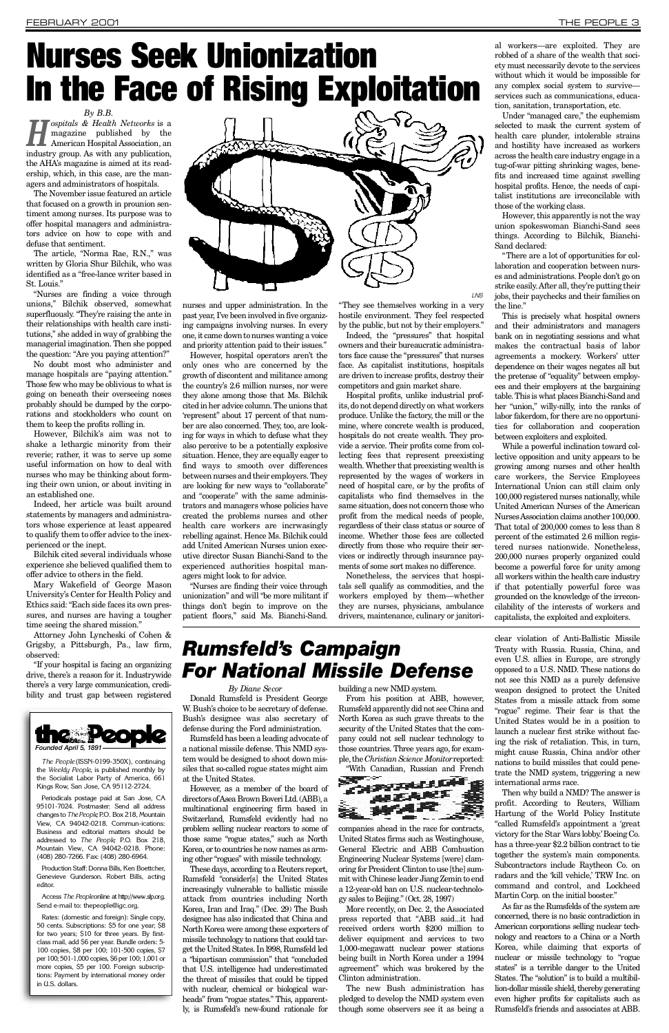# Nurses Seek Unionization In the Face of Rising Exploitation

*By B.B.*

*Hospitals & Health Networks* is a magazine published by the American Hospital Association, an industry group. As with any publication, the AHA's magazine is aimed at its readership, which, in this case, are the managers and administrators of hospitals.

The November issue featured an article that focused on a growth in prounion sentiment among nurses. Its purpose was to offer hospital managers and administrators advice on how to cope with and defuse that sentiment.

The article, "Norma Rae, R.N.," was written by Gloria Shur Bilchik, who was identified as a "free-lance writer based in St. Louis."

"Nurses are finding a voice through unions," Bilchik observed, somewhat superfluously. "They're raising the ante in their relationships with health care institutions," she added in way of grabbing the managerial imagination. Then she popped the question: "Are you paying attention?"

No doubt most who administer and manage hospitals are "paying attention." Those few who may be oblivious to what is going on beneath their overseeing noses probably should be dumped by the corporations and stockholders who count on them to keep the profits rolling in.

However, Bilchik's aim was not to shake a lethargic minority from their reverie; rather, it was to serve up some useful information on how to deal with nurses who may be thinking about forming their own union, or about inviting in an established one.

Indeed, her article was built around statements by managers and administrators whose experience at least appeared to qualify them to offer advice to the inexperienced or the inept.

Bilchik cited several individuals whose experience she believed qualified them to offer advice to others in the field.

Mary Wakefield of George Mason University's Center for Health Policy and Ethics said: "Each side faces its own pressures, and nurses are having a tougher time seeing the shared mission."

Attorney John Lyncheski of Cohen & Grigsby, a Pittsburgh, Pa., law firm, observed:

"If your hospital is facing an organizing drive, there's a reason for it. Industrywide there's a very large communication, credibility and trust gap between registered nurses and upper administration. In the past year, I've been involved in five organizing campaigns involving nurses. In every one, it came down to nurses wanting a voice and priority attention paid to their issues."

However, hospital operators aren't the only ones who are concerned by the growth of discontent and militance among the country's 2.6 million nurses, nor were they alone among those that Ms. Bilchik cited in her advice column. The unions that 'represent" about 17 percent of that number are also concerned. They, too, are looking for ways in which to defuse what they also perceive to be a potentially explosive situation. Hence, they are equally eager to find ways to smooth over differences between nurses and their employers. They are looking for new ways to "collaborate" and "cooperate" with the same administrators and managers whose policies have created the problems nurses and other health care workers are incrwasingly rebelling against. Hence Ms. Bilchik could add United American Nurses union executive director Susan Bianchi-Sand to the experienced authorities hospital managers might look to for advice.

"Nurses are finding their voice through unionization" and will "be more militant if things don't begin to improve on the patient floors," said Ms. Bianchi-Sand. "They see themselves working in a very hostile environment. They feel respected by the public, but not by their employers."

LNS

Indeed, the "pressures" that hospital owners and their bureaucratic administrators face cause the "pressures" that nurses face. As capitalist institutions, hospitals are driven to increase profits, destroy their competitors and gain market share.

Hospital profits, unlike industrial profits, do not depend directly on what workers produce. Unlike the factory, the mill or the mine, where concrete wealth is produced, hospitals do not create wealth. They provide a service. Their profits come from collecting fees that represent preexisting wealth. Whether that preexisting wealth is represented by the wages of workers in need of hospital care, or by the profits of capitalists who find themselves in the same situation, does not concern those who profit from the medical needs of people, regardless of their class status or source of income. Whether those fees are collected directly from those who require their services or indirectly through insurance payments of some sort makes no difference.

Nonetheless, the services that hospitals sell qualify as commodities, and the workers employed by them—whether they are nurses, physicians, ambulance drivers, maintenance, culinary or janitorial workers—are exploited. They are robbed of a share of the wealth that society must necessarily devote to the services without which it would be impossible for any complex social system to survive—services such as communications, education, sanitation, transportation, etc.

Under "managed care," the euphemism selected to mask the current system of health care plunder, intolerable strains and hostility have increased as workers across the health care industry engage in a tug-of-war pitting shrinking wages, benefits and increased time against swelling hospital profits. Hence, the needs of capitalist institutions are irreconcilable with those of the working class.

However, this apparently is not the way union spokeswoman Bianchi-Sand sees things. According to Bilchik, Bianchi-Sand declared:

"There are a lot of opportunities for collaboration and cooperation between nurses and administrations. People don't go on strike easily. After all, they're putting their jobs, their paychecks and their families on the line."

This is precisely what hospital owners and their administrators and managers bank on in negotiating sessions and what makes the contractual basis of labor agreements a mockery. Workers' utter dependence on their wages negates all but the pretense of "equality" between employees and their employers at the bargaining table. This is what places Bianchi-Sand and her "union," willy-nilly, into the ranks of labor fakerdom, for there are no opportunities for collaboration and cooperation between exploiters and exploited.

While a powerful inclination toward collective opposition and unity appears to be growing among nurses and other health care workers, the Service Employees International Union can still claim only 100,000 registered nurses nationally, while United American Nurses of the American Nurses Association claims another 100,000. That total of 200,000 comes to less than 8 percent of the estimated 2.6 million registered nurses nationwide. Nonetheless, 200,000 nurses properly organized could become a powerful force for unity among all workers within the health care industry if that potentially powerful force was grounded on the knowledge of the irreconcilability of the interests of workers and capitalists, the exploited and exploiters.

# Rumsfeld's Campaign For National Missile Defense

*By Diane Secor*

Donald Rumsfeld is President George W. Bush's choice to be secretary of defense. Bush's designee was also secretary of defense during the Ford administration.

Rumsfeld has been a leading advocate of a national missile defense. This NMD system would be designed to shoot down missiles that so-called rogue states might aim at the United States.

However, as a member of the board of directors of Asea Brown Boveri Ltd. (ABB), a multinational engineering firm based in Switzerland, Rumsfeld evidently had no problem selling nuclear reactors to some of those same "rogue states," such as North Korea, or to countries he now names as arming other "rogues" with missile technology.

These days, according to a Reuters report, Rumsfeld "consider[s] the United States increasingly vulnerable to ballistic missile attack from countries including North Korea, Iran and Iraq." (Dec. 29) The Bush designee has also indicated that China and North Korea were among these exporters of missile technology to nations that could target the United States. In 1998, Rumsfeld led a "bipartisan commission" that "concluded that U.S. intelligence had underestimated the threat of missiles that could be tipped with nuclear, chemical or biological warheads" from "rogue states." This, apparently, is Rumsfeld's new-found rationale for building a new NMD system.

From his position at ABB, however, Rumsfeld apparently did not see China and North Korea as such grave threats to the security of the United States that the company could not sell nuclear technology to those countries. Three years ago, for example, the *Christian Science Monitor* reported:

"With Canadian, Russian and French companies ahead in the race for contracts, United States firms such as Westinghouse, General Electric and ABB Combustion Engineering Nuclear Systems [were] clamoring for President Clinton to use [the] summit with Chinese leader Jiang Zemin to end a 12-year-old ban on U.S. nuclear-technology sales to Beijing." (Oct. 28, 1997)

More recently, on Dec. 2, the Associated press reported that "ABB said...it had received orders worth $200 million to deliver equipment and services to two 1,000-megawatt nuclear power stations being built in North Korea under a 1994 agreement" which was brokered by the Clinton administration.

The new Bush administration has pledged to develop the NMD system even though some observers see it as being a clear violation of Anti-Ballistic Missile Treaty with Russia. Russia, China, and even U.S. allies in Europe, are strongly opposed to a U.S. NMD. These nations do not see this NMD as a purely defensive weapon designed to protect the United States from a missile attack from some "rogue" regime. Their fear is that the United States would be in a position to launch a nuclear first strike without facing the risk of retaliation. This, in turn, might cause Russia, China and/or other nations to build missiles that could penetrate the NMD system, triggering a new international arms race.

Then why build a NMD? The answer is profit. According to Reuters, William Hartung of the World Policy Institute "called Rumsfeld's appointment a 'great victory for the Star Wars lobby.' Boeing Co. has a three-year $2.2 billion contract to tie together the system's main components. Subcontractors include Raytheon Co. on radars and the 'kill vehicle,' TRW Inc. on command and control, and Lockheed Martin Corp. on the initial booster."

As far as the Rumsfelds of the system are concerned, there is no basic contradiction in American corporations selling nuclear technology and reactors to a China or a North Korea, while claiming that exports of nuclear or missile technology to "rogue states" is a terrible danger to the United States. The "solution" is to build a multibillion-dollar missile shield, thereby generating even higher profits for capitalists such as Rumsfeld's friends and associates at ABB.

---

**the People**
*Founded April 5, 1891*

*The People* (ISSN-0199-350X), continuing the *Weekly People*, is published monthly by the Socialist Labor Party of America, 661 Kings Row, San Jose, CA 95112-2724.

Periodicals postage paid at San Jose, CA 95101-7024. Postmaster: Send all address changes to *The People*, P.O. Box 218, Mountain View, CA 94042-0218. Communications: Business and editorial matters should be addressed to *The People*, P.O. Box 218, Mountain View, CA 94042-0218. Phone: (408) 280-7266. Fax: (408) 280-6964.

Production Staff: Donna Bills, Ken Boettcher, Genevieve Gunderson. Robert Bills, acting editor.

Access *The People* online at http://www.slp.org. Send e-mail to: thepeople@igc.org.

Rates: (domestic and foreign): Single copy, 50 cents. Subscriptions: $5 for one year; $8 for two years; $10 for three years. By first-class mail, add $6 per year. Bundle orders: 5-100 copies, $8 per 100; 101-500 copies, $7 per 100; 501-1,000 copies, $6 per 100; 1,001 or more copies, $5 per 100. Foreign subscriptions: Payment by international money order in U.S. dollars.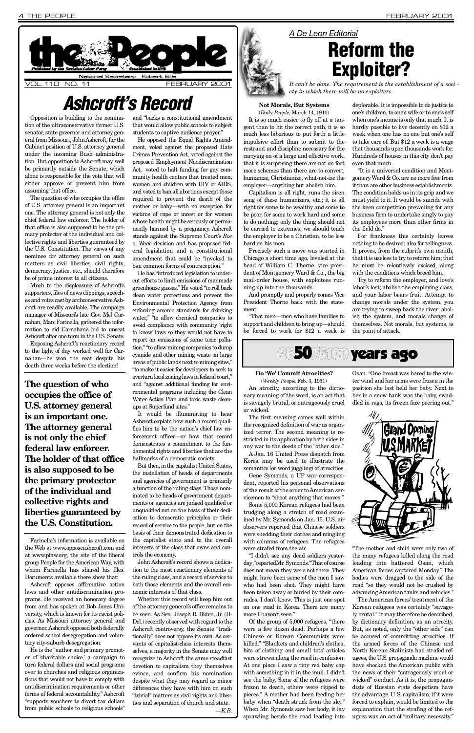# the People

Published by the Socialist Labor Party — Established in 1891

National Secretary: Robert Bills

VOL. 110 NO. 11 — FEBRUARY 2001

# Ashcroft's Record

Opposition is building to the nomination of the ultraconservative former U.S. senator, state governor and attorney general from Missouri, John Ashcroft, for the Cabinet position of U.S. attorney general under the incoming Bush administration. But opposition to Ashcroft may well be primarily outside the Senate, which alone is responsible for the vote that will either approve or prevent him from assuming that office.

The question of who occupies the office of U.S. attorney general is an important one. The attorney general is not only the chief federal law enforcer. The holder of that office is also supposed to be the primary protector of the individual and collective rights and liberties guaranteed by the U.S. Constitution. The views of any nominee for attorney general on such matters as civil liberties, civil rights, democracy, justice, etc., should therefore be of prime interest to all citizens.

Much to the displeasure of Ashcroft's supporters, files of news clippings, speeches and votes cast by archconservative Ashcroft are readily available. The campaign manager of Missouri's late Gov. Mel Carnahan, Marc Farinella, gathered the information to aid Carnahan's bid to unseat Ashcroft after one term in the U.S. Senate.

Exposing Ashcroft's reactionary record to the light of day worked well for Carnahan—he won the seat despite his death three weeks before the election!

**The question of who occupies the office of U.S. attorney general is an important one. The attorney general is not only the chief federal law enforcer. The holder of that office is also supposed to be the primary protector of the individual and collective rights and liberties guaranteed by the U.S. Constitution.**

Farinella's information is available on the Web at www.opposeashcroft.com and at www.pfaw.org, the site of the liberal group People for the American Way, with whom Farinella has shared his files. Documents available there show that:

Ashcroft opposes affirmative action laws and other antidiscrimination programs. He received an honorary degree from and has spoken at Bob Jones University, which is known for its racist policies. As Missouri attorney general and governor, Ashcroft opposed both federally ordered school desegregation and voluntary city-suburb desegregation.

He is the "author and primary promoter of 'charitable choice,' a campaign to turn federal dollars and social programs over to churches and religious organizations that would not have to comply with antidiscrimination requirements or other forms of federal accountability." Ashcroft "supports vouchers to divert tax dollars from public schools to religious schools" and "backs a constitutional amendment that would allow public schools to subject students to captive audience prayer."

He opposed the Equal Rights Amendment, voted against the proposed Hate Crimes Prevention Act, voted against the proposed Employment Nondiscrimination Act, voted to halt funding for gay community health centers that treated men, women and children with HIV or AIDS, and voted to ban all abortions except those required to prevent the death of the mother or baby—with no exception for victims of rape or incest or for women whose health might be seriously or permanently harmed by a pregnancy. Ashcroft stands against the Supreme Court's *Roe v. Wade* decision and has proposed federal legislation and a constitutional amendment that could be "invoked to ban common forms of contraception."

He has "introduced legislation to undercut efforts to limit emissions of manmade greenhouse gasses." He voted "to roll back clean water protections and prevent the Environmental Protection Agency from enforcing arsenic standards for drinking water," "to allow chemical companies to avoid compliance with community 'right to know' laws so they would not have to report on emissions of some toxic pollution," "to allow mining companies to dump cyanide and other mining waste on large areas of public lands next to mining sites," "to make it easier for developers to seek to overturn local zoning laws in federal court," and "against additional funding for environmental programs including the Clean Water Action Plan and toxic waste cleanups at Superfund sites."

It would be illuminating to hear Ashcroft explain how such a record qualifies him to be the nation's chief law enforcement officer—or how that record demonstrates a commitment to the fundamental rights and liberties that are the hallmarks of a democratic society.

But then, in the capitalist United States, the installation of heads of departments and agencies of government is primarily a function of the ruling class. Those nominated to be heads of government departments or agencies are judged qualified or unqualified not on the basis of their dedication to democratic principles or their record of service to the people, but on the basis of their demonstrated dedication to the capitalist state and to the overall interests of the class that owns and controls the economy.

John Ashcroft's record shows a dedication to the most reactionary elements of the ruling class, and a record of service to both those elements and the overall economic interests of that class.

Whether this record will keep him out of the attorney general's office remains to be seen. As Sen. Joseph R. Biden, Jr. (D-Del.) recently observed with regard to the Ashcroft controversy, the Senate "traditionally" does not oppose its own. As servants of capitalist-class interests themselves, a majority in the Senate may well recognize in Ashcroft the same steadfast devotion to capitalism they themselves evince, and confirm his nomination despite what they may regard as minor differences they have with him on such "trivial" matters as civil rights and liberties and separation of church and state.

—K.B.

*A De Leon Editorial*

# Reform the Exploiter?

*It can't be done. The requirement is the establishment of a society in which there will be no exploiters.*

**Not Morals, But Systems**

(*Daily People*, March 14, 1910)

It is so much easier to fly off at a tangent than to hit the correct path, it is so much less laborious to put forth a little impulsive effort than to submit to the restraint and discipline necessary for the carrying on of a large and effective work, that it is surprising there are not on foot more schemes than there are to convert, humanize, Christianize, what-not-ize the employer—anything but abolish him.

Capitalism is all right, runs the siren song of these humanizers, etc.; it is all right for some to be wealthy and some to be poor, for some to work hard and some to do nothing; only the thing should not be carried to extremes; we should teach the employer to be a Christian, to be less hard on his men.

Precisely such a move was started in Chicago a short time ago, leveled at the head of William C. Thorne, vice president of Montgomery Ward & Co., the big mail-order house, with exploitees running up into the thousands.

And promptly and properly comes Vice President Thorne back with the statement:

"That men—men who have families to support and children to bring up—should be forced to work for $12 a week is deplorable. It is impossible to do justice to one's children, to one's wife or to one's self when one's income is only that much. It is hardly possible to live decently on $12 a week when one has no one but one's self to take care of. But $12 a week is a wage that thousands upon thousands work for. Hundreds of houses in this city don't pay even that much.

"It is a universal condition and Montgomery Ward & Co. are no more free from it than are other business establishments. The condition holds us in its grip and we must yield to it. It would be suicide with the keen competition prevailing for any business firm to undertake singly to pay its employees more than other firms in the field do."

For frankness this certainly leaves nothing to be desired; also for tellingness. It proves, from the culprit's own mouth, that it is useless to try to reform him; that he must be relentlessly excised, along with the conditions which breed him.

Try to reform the employer, and love's labor's lost; abolish the employing class, and your labor bears fruit. Attempt to change morals under the system, you are trying to sweep back the river; abolish the system, and morals change of themselves. Not morals, but systems, is the point of attack.

# 25/50/75/100 years ago

**Do 'We' Commit Atrocities?**

(*Weekly People*, Feb. 3, 1951)

An atrocity, according to the dictionary meaning of the word, is an act that is savagely brutal, or outrageously cruel or wicked.

The first meaning comes well within the recognized definition of war as organized terror. The second meaning is restricted in its application by both sides in any war to the deeds of the "other side."

A Jan. 16 United Press dispatch from Korea may be used to illustrate the semantics (or word juggling) of atrocities.

Gene Symonds, a UP war correspondent, reported his personal observations of the result of the order to American servicemen to "shoot anything that moves."

Some 5,000 Korean refugees had been trudging along a stretch of road examined by Mr. Symonds on Jan. 15. U.S. air observers reported that Chinese soldiers were shedding their clothes and mingling with columns of refugees. The refugees were strafed from the air.

"I didn't see any dead soldiers yesterday," reported Mr. Symonds. "That of course does not mean they were not there. They might have been some of the men I saw who had been shot. They might have been taken away or buried by their comrades. I don't know. This is just one spot on one road in Korea. There are many more I haven't seen."

Of the group of 5,000 refugees, "there were a few dozen dead. Perhaps a few Chinese or Korean Communists were killed." "Blankets and children's clothes, bits of clothing and small tots' articles were strewn along the road in confusion. At one place I saw a tiny red baby cap with something in it in the mud. I didn't see the baby. Some of the refugees were frozen to death, others were ripped to pieces." A mother had been feeding her baby when "death struck from the sky." When Mr. Symonds saw her body, it lay sprawling beside the road leading into Osan. "One breast was bared to the winter wind and her arms were frozen in the position she last held her baby. Next to her in a snow bank was the baby, swaddled in rags, its frozen face peering out."

"The mother and child were only two of the many refugees killed along the road leading into battered Osan, which American forces captured Monday." The bodies were dragged to the side of the road "so they would not be crushed by advancing American tanks and vehicles."

The American forces' treatment of the Korean refugees was certainly "savagely brutal." It may therefore be described, by dictionary definition, as an atrocity. But, as noted, only the "other side" can be accused of committing atrocities. If the armed forces of the Chinese and North Korean Stalinists had strafed refugees, the U.S. propaganda machine would have shocked the American public with the news of their "outrageous cruel or wicked" conduct. As it is, the propagandists of Russian state despotism have the advantage. U.S. capitalism, if it were forced to explain, would be limited to the explanation that the strafing of the refugees was an act of "military necessity."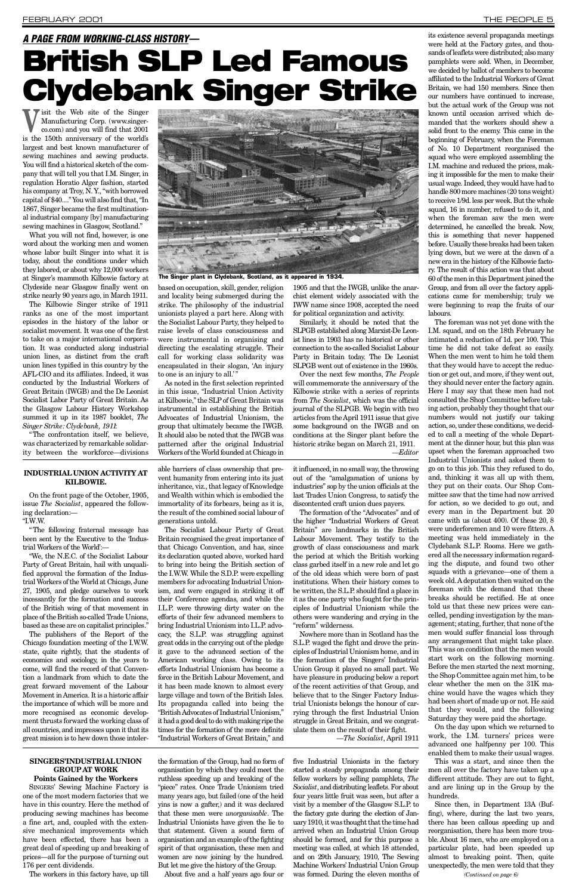*A PAGE FROM WORKING-CLASS HISTORY—*

# British SLP Led Famous Clydebank Singer Strike

Visit the Web site of the Singer Manufacturing Corp. (www.singerco.com) and you will find that 2001 is the 150th anniversary of the world's largest and best known manufacturer of sewing machines and sewing products. You will find a historical sketch of the company that will tell you that I.M. Singer, in regulation Horatio Alger fashion, started his company at Troy, N. Y., "with borrowed capital of $40...." You will also find that, "In 1867, Singer became the first multinational industrial company [by] manufacturing sewing machines in Glasgow, Scotland."

What you will not find, however, is one word about the working men and women whose labor built Singer into what it is today, about the conditions under which they labored, or about why 12,000 workers at Singer's mammoth Kilbowie factory at Clydeside near Glasgow finally went on strike nearly 90 years ago, in March 1911.

The Kilbowie Singer strike of 1911 ranks as one of the most important episodes in the history of the labor or socialist movement. It was one of the first to take on a major international corporation. It was conducted along industrial union lines, as distinct from the craft union lines typified in this country by the AFL-CIO and its affiliates. Indeed, it was conducted by the Industrial Workers of Great Britain (IWGB) and the De Leonist Socialist Labor Party of Great Britain. As the Glasgow Labour History Workshop summed it up in its 1987 booklet, *The Singer Strike: Clydebank, 1911*:

"The confrontation itself, we believe, was characterized by remarkable solidarity between the workforce—divisions based on occupation, skill, gender, religion and locality being submerged during the strike. The philosophy of the industrial unionists played a part here. Along with the Socialist Labour Party, they helped to raise levels of class consciousness and were instrumental in organising and directing the escalating struggle. Their call for working class solidarity was encapsulated in their slogan, 'An injury to one is an injury to all.' "

**The Singer plant in Clydebank, Scotland, as it appeared in 1934.**

As noted in the first selection reprinted in this issue, "Industrial Union Activity at Kilbowie," the SLP of Great Britain was instrumental in establishing the British Advocates of Industrial Unionism, the group that ultimately became the IWGB. It should also be noted that the IWGB was patterned after the original Industrial Workers of the World founded at Chicago in 1905 and that the IWGB, unlike the anarchist element widely associated with the IWW name since 1908, accepted the need for political organization and activity.

Similarly, it should be noted that the SLPGB established along Marxist-De Leonist lines in 1903 has no historical or other connection to the so-called Socialist Labour Party in Britain today. The De Leonist SLPGB went out of existence in the 1960s.

Over the next few months, *The People* will commemorate the anniversary of the Kilbowie strike with a series of reprints from *The Socialist*, which was the official journal of the SLPGB. We begin with two articles from the April 1911 issue that give some background on the IWGB and on conditions at the Singer plant before the historic strike began on March 21, 1911.

*—Editor*

## INDUSTRIAL UNION ACTIVITY AT KILBOWIE.

On the front page of the October, 1905, issue *The Socialist*, appeared the following declaration:—

"I.W.W.

"The following fraternal message has been sent by the Executive to the 'Industrial Workers of the World':—

"We, the N.E.C. of the Socialist Labour Party of Great Britain, hail with unqualified approval the formation of the Industrial Workers of the World at Chicago, June 27, 1905, and pledge ourselves to work incessantly for the formation and success of the British wing of that movement in place of the British so-called Trade Unions, based as these are on capitalist principles."

The publishers of the Report of the Chicago foundation meeting of the I.W.W. state, quite rightly, that the students of economics and sociology, in the years to come, will find the record of that Convention a landmark from which to date the great forward movement of the Labour Movement in America. It is a historic affair the importance of which will be more and more recognised as economic development thrusts forward the working class of all countries, and impresses upon it that its great mission is to hew down those intolerable barriers of class ownership that prevent humanity from entering into its just inheritance, viz., that legacy of Knowledge and Wealth which is embodied the immortality of its forbears, being as it is, the result of the combined social labour of generations untold.

The Socialist Labour Party of Great Britain recognised the great importance of that Chicago Convention, and has, since its declaration quoted above, worked hard to bring into being the British section of the I.W.W. While the S.D.P. were expelling members for advocating Industrial Unionism, and were engaged in striking it off their Conference agendas, and while the I.L.P. were throwing dirty water on the efforts of their few advanced members to bring Industrial Unionism into I.L.P. advocacy, the S.L.P. was struggling against great odds in the carrying out of the pledge it gave to the advanced section of the American working class. Owing to its efforts Industrial Unionism has become a force in the British Labour Movement, and it has been made known to almost every large village and town of the British Isles. Its propaganda called into being the "British Advocates of Industrial Unionism," it had a good deal to do with making ripe the times for the formation of the more definite "Industrial Workers of Great Britain," and it influenced, in no small way, the throwing out of the "amalgamation of unions by industries" sop by the union officials at the last Trades Union Congress, to satisfy the discontented craft union dues payers.

The formation of the "Advocates" and of the higher "Industrial Workers of Great Britain" are landmarks in the British Labour Movement. They testify to the growth of class consciousness and mark the period at which the British working class garbed itself in a new role and let go of the old ideas which were born of past institutions. When their history comes to be written, the S.L.P. should find a place in it as the one party who fought for the principles of Industrial Unionism while the others were wandering and crying in the "reform" wilderness.

Nowhere more than in Scotland has the S.L.P. waged the fight and drove the principles of Industrial Unionism home, and in the formation of the Singers' Industrial Union Group it played no small part. We have pleasure in producing below a report of the recent activities of that Group, and believe that to the Singer Factory Industrial Unionists belongs the honour of carrying through the first Industrial Union struggle in Great Britain, and we congratulate them on the result of their fight.

*—The Socialist*, April 1911

## SINGERS' INDUSTRIAL UNION GROUP AT WORK

### Points Gained by the Workers

SINGERS' Sewing Machine Factory is one of the most modern factories that we have in this country. Here the method of producing sewing machines has become a fine art, and, coupled with the extensive mechanical improvements which have been effected, there has been a great deal of speeding up and breaking of prices—all for the purpose of turning out 176 per cent dividends.

The workers in this factory have, up 'till the formation of the Group, had no form of organisation by which they could meet the ruthless speeding up and breaking of the "piece" rates. Once Trade Unionism tried many years ago, but failed (one of the heid yins is now a gafter,) and it was declared that these men were *unorganisable*. The Industrial Unionists have given the lie to that statement. Given a sound form of organisation and an example of the fighting spirit of that organisation, these men and women are now joining by the hundred. But let me give the history of the Group.

About five and a half years ago four or five Industrial Unionists in the factory started a steady propaganda among their fellow workers by selling pamphlets, *The Socialist*, and distributing leaflets. For about four years little fruit was seen, but after a visit by a member of the Glasgow S.L.P. to the factory gate during the election of January 1910, it was thought that the time had arrived when an Industrial Union Group should be formed, and for this purpose a meeting was called, at which 18 attended, and on 29th January, 1910, The Sewing Machine Workers' Industrial Union Group was formed. During the eleven months of its existence several propaganda meetings were held at the Factory gates, and thousands of leaflets were distributed; also many pamphlets were sold. When, in December, we decided by ballot of members to become affiliated to the Industrial Workers of Great Britain, we had 150 members. Since then our numbers have continued to increase, but the actual work of the Group was not known until occasion arrived which demanded that the workers should shew a solid front to the enemy. This came in the beginning of February, when the Foreman of No. 10 Department reorganised the squad who were employed assembling the I.M. machine and reduced the prices, making it impossible for the men to make their usual wage. Indeed, they would have had to handle 800 more machines (20 tons weight) to receive 1/9d. less per week. But the whole squad, 16 in number, refused to do it, and when the foreman saw the men were determined, he cancelled the break. Now, this is something that never happened before. Usually these breaks had been taken lying down, but we were at the dawn of a new era in the history of the Kilbowie factory. The result of this action was that about 60 of the men in this Department joined the Group, and from all over the factory applications came for membership; truly we were beginning to reap the fruits of our labours.

The foreman was not yet done with the I.M. squad, and on the 18th February he intimated a reduction of 1d. per 100. This time he did not take defeat so easily. When the men went to him he told them that they would have to accept the reduction or get out, and more, if they went out, they should never enter the factory again. Here I may say that these men had not consulted the Shop Committee before taking action, probably they thought that our numbers would not justify our taking action, so, under these conditions, we decided to call a meeting of the whole Department at the dinner hour, but this plan was upset when the foreman approached two Industrial Unionists and asked them to go on to this job. This they refused to do, and, thinking it was all up with them, they put on their coats. Our Shop Committee saw that the time had now arrived for action, so we decided to go out, and every man in the Department but 20 came with us (about 400). Of these 20, 8 were underforemen and 10 were fitters. A meeting was held immediately in the Clydebank S.L.P. Rooms. Here we gathered all the necessary information regarding the dispute, and found two other squads with a grievance—one of them a week old. A deputation then waited on the foreman with the demand that these breaks should be rectified. He at once told us that these new prices were cancelled, pending investigation by the management; stating, further, that none of the men would suffer financial loss through any arrangement that might take place. This was on condition that the men would start work on the following morning. Before the men started the next morning, the Shop Committee again met him, to be clear whether the men on the 31K machine would have the wages which they had been short of made up or not. He said that they would, and the following Saturday they were paid the shortage.

On the day upon which we returned to work, the I.M. turners' prices were advanced one halfpenny per 100. This enabled them to make their usual wages.

This was a start, and since then the men all over the factory have taken up a different attitude. They are out to fight, and are lining up in the Group by the hundreds.

Since then, in Department 13A (Buffing), where, during the last two years, there has been callous speeding up and reorganisation, there has been more trouble. About 16 men, who are employed on a particular plate, had been speeded up almost to breaking point. Then, quite unexpectedly, the men were told that they

*(Continued on page 6)*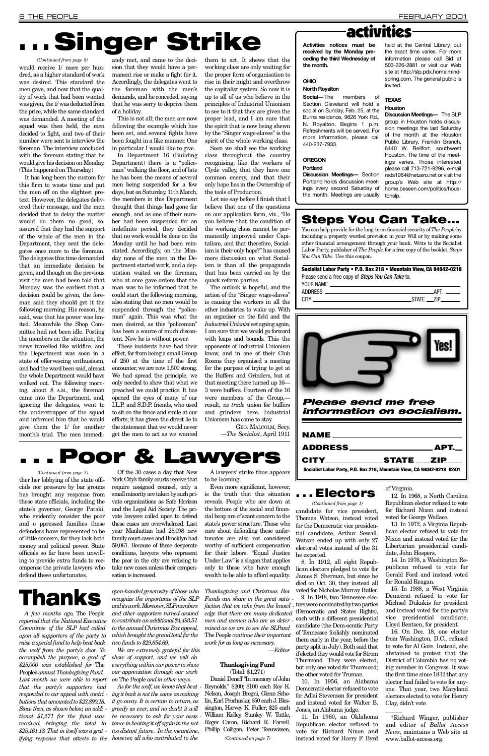# . . . Singer Strike

*(Continued from page 5)*

would receive 1/ more per hundred, as a higher standard of work was desired. This standard the men gave, and now that the quality of work that had been wanted was given, the 1/ was deducted from the price, while the same standard was demanded. A meeting of the squad was then held, the men decided to fight, and two of their number were sent to interview the foreman. The interview concluded with the foreman stating that he would give his decision on Monday. (This happened on Thursday.)

It has long been the custom for this firm to waste time and put the men off on the slightest pretext. However, the delegates delivered their message, and the men decided that to delay the matter would do them no good, so, assured that they had the support of the whole of the men in the Department, they sent the delegates once more to the foreman. The delegates this time demanded that an immediate decision be given, and though on the previous visit the men had been told that Monday was the earliest that a decision could be given, the foreman said they should get it the following morning. His reason, he said, was that his power was limited. Meanwhile the Shop Committee had not been idle. Posting the members on the situation, the news travelled like wildfire, and the Department was soon in a state of effervescing enthusiasm, and had the word been said, almost the whole Department would have walked out. The following morning, about 8 A.M., the foreman came into the Department, and, ignoring the delegates, went to the understrapper of the squad and informed him that he would give them the 1/ for another month's trial. The men immediately met, and came to the decision that they would have a permanent rise or make a fight for it. Accordingly, the delegates went to the foreman with the men's demands, and he conceded, saying that he was sorry to deprive them of a holiday.

This is not all; the men are now following the example which has been set, and several fights have been fought in a like manner. One in particular I would like to give.

In Department 16 (Building Department) there is a "policeman" walking the floor, and of late he has been the means of several men being suspended for a few days, but on Saturday, 11th March, the members in this Department thought that things had gone far enough, and as one of their number had been suspended for an indefinite period, they decided that no work would be done on the Monday until he had been reinstated. Accordingly, on the Monday none of the men in the Department started work, and a deputation waited on the foreman, who at once gave orders that the man was to be informed that he could start the following morning, also stating that no men would be suspended through the "policeman" again. This was what the men desired, as this "policeman" has been a source of much discontent. Now he is without power.

These incidents have had their effect, for from being a small Group of 250 at the time of the first encounter, we are now 1,500 strong. We had spread the principle, we only needed to shew that what we preached we could practice. It has opened the eyes of many of our I.L.P. and S.D.P. friends, who used to sit on the fence and smile at our efforts; it has given the direct lie to the statement that we would never get the men to act as we wanted them to act. It shews that the working class are only waiting for the proper form of organisation to rise in their might and overthrow the capitalist system. So now it is up to all of us who believe in the principles of Industrial Unionism to see to it that they are given the proper lead, and I am sure that the spirit that is now being shewn by the "Singer wage-slaves" is the spirit of the whole working class.

Soon we shall see the working class throughout the country recognising, like the workers of Clyde valley, that they have one common enemy, and that their only hope lies in the Ownership of the tools of Production.

Let me say before I finish that I believe that one of the questions on our application form, viz., "Do you believe that the condition of the working class cannot be permanently improved under Capitalism, and that therefore, Socialism is their only hope?" has caused more discussion on what Socialism is than all the propaganda that has been carried on by the quack reform parties.

The outlook is hopeful, and the action of the "Singer wage-slaves" is causing the workers in all the other industries to wake up. With an organiser on the field and the *Industrial Unionist* set agoing again, I am sure that we would go forward with leaps and bounds. This the opponents of Industrial Unionism know, and in one of their Club Rooms they organised a meeting for the purpose of trying to get at the Buffers and Grinders, but at that meeting there turned up 16—3 were buffers. Fourteen of the 16 were members of the Group,—result, no *trade* union for buffers and grinders here. Industrial Unionism has come to stay.

GEO. MALCOLM, Secy.
—*The Socialist*, April 1911

# activities

**Activities notices must be received by the Monday preceding the third Wednesday of the month.**

### OHIO

**North Royalton**

**Social—** The members of Section Cleveland will hold a social on Sunday, Feb. 25, at the Burns residence, 9626 York Rd., N. Royalton. Begins 1 p.m. Refreshments will be served. For more information, please call 440-237-7933.

### OREGON

**Portland**

**Discussion Meetings—** Section Portland holds discussion meetings every second Saturday of the month. Meetings are usually held at the Central Library, but the exact time varies. For more information please call Sid at 503-226-2881 or visit our Web site at http://slp.pdx.home.mindspring.com. The general public is invited.

### TEXAS

**Houston**

**Discussion Meetings—** The SLP group in Houston holds discussion meetings the last Saturday of the month at the Houston Public Library, Franklin Branch, 6440 W. Bellfort, southwest Houston. The time of the meetings varies. Those interested please call 713-721-9296, e-mail reds1964@netzero.net or visit the group's Web site at http://home.beseen.com/politics/houstonslp.

## Steps You Can Take...

You can help provide for the long-term financial security of *The People* by including a properly worded provision in your Will or by making some other financial arrangement through your bank. Write to the Socialist Labor Party, publisher of *The People*, for a free copy of the booklet, *Steps You Can Take*. Use this coupon.

**Socialist Labor Party • P.O. Box 218 • Mountain View, CA 94042-0218**

Please send a free copy of *Steps You Can Take* to:

YOUR NAME ____________________
ADDRESS ____________________ APT. ______
CITY ____________________ STATE ___ ZIP ______

Yes!

***Please send me free information on socialism.***

**NAME** ____________________
**ADDRESS** ____________________ **APT.** ___
**CITY** ____________ **STATE** ___ **ZIP** ___

**Socialist Labor Party, P.O. Box 218, Mountain View, CA 94042-0218 02/01**

# . . . Poor & Lawyers

*(Continued from page 2)*

ther her lobbying of the state officials nor pressure by bar groups has brought any response from these state officials, including the state's governor, George Pataki, who evidently consider the poor and o ppressed families these defenders have represented to be of little concern, for they lack both money and political power. State officials so far have been unwilling to provide extra funds to recompense the private lawyers who defend these unfortunates.

Of the 30 cases a day that New York City's family courts receive that require assigned counsel, only a small minority are taken by such private organizations as Safe Horizon and the Legal Aid Society. The private lawyers called upon to defend these cases are overwhelmed. Last year Manhattan had 28,098 new family court cases and Brooklyn had 59,061. Because of these desperate conditions, lawyers who represent the poor in the city are refusing to take new cases unless their compensation is increased.

A lawyers' strike thus appears to be looming.

Even more significant, however, is the truth that this situation reveals. People who are down at the bottom of the social and financial heap are of scant concern to the state's power structure. Those who care about defending these unfortunates are also not considered worthy of sufficient compensation for their labors. "Equal Justice Under Law" is a slogan that applies only to those who have enough wealth to be able to afford equality.

# Thanks

*A few months ago,* The People *reported that the National Executive Committee of the SLP had called upon all supporters of the party to raise a special fund to help beat back the wolf from the party's door. To accomplish the purpose, a goal of $25,000 was established for* The People's *annual Thanksgiving Fund. Last month we were able to report that the party's supporters had responded to our appeal with contributions that amounted to $23,890.18. Since then, as shown below, an additional $1,271 for the fund was received, bringing the total to $25,161.18. That in itself was a gratifying response that attests to the open-handed generosity of those who recognize the importance of the SLP and its work. Moreover, SLP members and other supporters turned around to contribute an additional $4,493.51 to the annual Christmas Box appeal, which brought the grand total for the two funds to $29,654.69.*

*We are extremely grateful for this show of support, and we will do everything within our power to show our appreciation through our work on* The People *and in other ways.*

*As for the wolf, we know that beating it back is not the same as making it go away. It is certain to return, as greedy as ever, and no doubt it will be necessary to ask for your assistance in beating it off again in the not too distant future. In the meantime, however, all who contributed to the Thanksgiving and Christmas Box Funds can share in the great satisfaction that we take from the knowledge that there are many dedicated men and women who are as determined as we are to see the SLP and* The People *continue their important work for as long as necessary.*

*—Editor*

**Thanksgiving Fund**
(Total: $1,271)

Daniel Deneff "In memory of John Reynolds," $200; $100 each Roy K. Nelson, Joseph Bregni, Glenn Schelin, Earl Prochaska; $50 each J. Blessington, Harvey K. Fuller; $25 each William Kelley, Stanley W. Tuttle, Roger Caron, Richard R. Farrell, Phillip Colligan, Peter Teeuwissen,

*(Continued on page 7)*

# . . . Electors

*(Continued from page 1)*

candidate for vice president, Thomas Watson, instead voted for the Democratic vice presidential candidate, Arthur Sewall. Watson ended up with only 27 electoral votes instead of the 31 he expected.

8. In 1912, all eight Republican electors pledged to vote for James S. Sherman, but since he died on Oct. 30, they instead all voted for Nicholas Murray Butler.

9. In 1948, two Tennessee electors were nominated by two parties (Democratic and States Rights), each with a different presidential candidate (the Dem-ocratic Party of Tennessee foolishly nominated them early in the year, before the party split in July). Both said that if elected they would vote for Strom Thurmond. They were elected, but only one voted for Thurmond; the other voted for Truman.

10. In 1956, an Alabama Democratic elector refused to vote for Adlai Stevenson for president and instead voted for Walter B. Jones, an Alabama judge.

11. In 1960, an Oklahoma Republican elector refused to vote for Richard Nixon and instead voted for Harry F. Byrd of Virginia.

12. In 1968, a North Carolina Republican elector refused to vote for Richard Nixon and instead voted for George Wallace.

13. In 1972, a Virginia Republican elector refused to vote for Nixon and instead voted for the Libertarian presidential candidate, John Hospers.

14. In 1976, a Washington Republican refused to vote for Gerald Ford and instead voted for Ronald Reagan.

15. In 1988, a West Virginia Democrat refused to vote for Michael Dukakis for president and instead voted for the party's vice presidential candidate, Lloyd Bentsen, for president.

16. On Dec. 18, one elector from Washington, D.C., refused to vote for Al Gore. Instead, she abstained to protest that the District of Columbia has no voting member in Congress. It was the first time since 1832 that any elector had failed to vote for anyone. That year, two Maryland electors elected to vote for Henry Clay, didn't vote.

---

*Richard Winger, publisher and editor of *Ballot Access News*, maintains a Web site at www.ballot-access.org.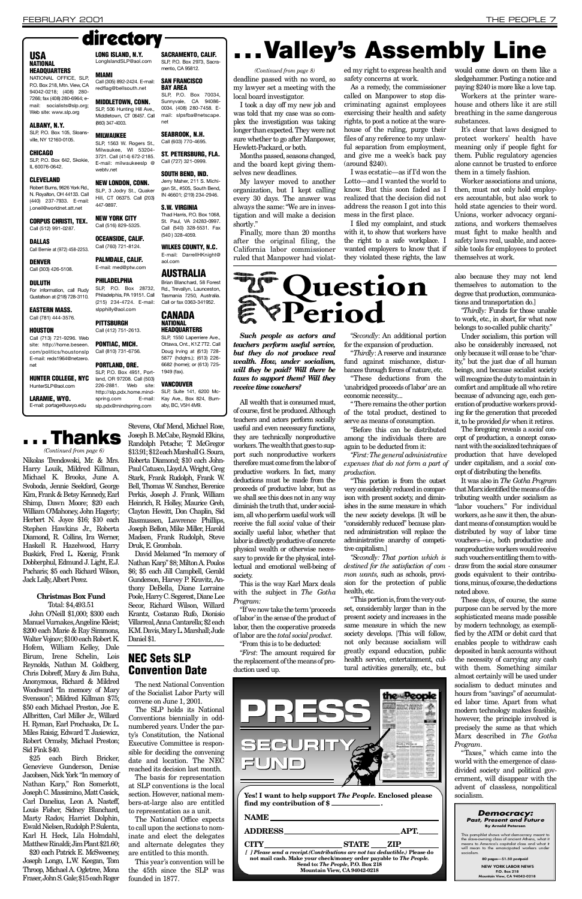# directory

## USA

### NATIONAL HEADQUARTERS

NATIONAL OFFICE, SLP, P.O. Box 218, Mtn. View, CA 94042-0218; (408) 280-7266; fax (408) 280-6964; e-mail: socialists@slp.org; Web site: www.slp.org

**ALBANY, N.Y.**
SLP, P.O. Box 105, Sloansville, NY 12160-0105.

**CHICAGO**
SLP, P.O. Box 642, Skokie, IL 60076-0642.

**CLEVELAND**
Robert Burns, 9626 York Rd., N. Royalton, OH 44133. Call (440) 237-7933. E-mail: j.oneil@worldnet.att.net

**CORPUS CHRISTI, TEX.**
Call (512) 991-0287.

**DALLAS**
Call Bernie at (972) 458-2253.

**DENVER**
Call (303) 426-5108.

**DULUTH**
For information, call Rudy Gustafson at (218) 728-3110.

**EASTERN MASS.**
Call (781) 444-3576.

**HOUSTON**
Call (713) 721-9296. Web site: http://home.beseen.com/politics/houstonslp E-mail: reds1964@netzero.net

**HUNTER COLLEGE, NYC**
HunterSLP@aol.com

**LARAMIE, WYO.**
E-mail: portage@uwyo.edu

**LONG ISLAND, N.Y.**
LongIslandSLP@aol.com

**MIAMI**
Call (305) 892-2424. E-mail: redflag@bellsouth.net

**MIDDLETOWN, CONN.**
SLP, 506 Hunting Hill Ave., Middletown, CT 06457. Call (860) 347-4003.

**MILWAUKEE**
SLP, 1563 W. Rogers St., Milwaukee, WI 53204-3721. Call (414) 672-2185. E-mail: milwaukeeslp @ webtv.net

**NEW LONDON, CONN.**
SLP, 3 Jodry St., Quaker Hill, CT 06375. Call (203) 447-9897.

**NEW YORK CITY**
Call (516) 829-5325.

**OCEANSIDE, CALIF.**
Call (760) 721-8124.

**PALMDALE, CALIF.**
E-mail: med@ptw.com

**PHILADELPHIA**
SLP, P.O. Box 28732, Philadelphia, PA 19151. Call (215) 234-4724. E-mail: slpphilly@aol.com

**PITTSBURGH**
Call (412) 751-2613.

**PONTIAC, MICH.**
Call (810) 731-6756.

**PORTLAND, ORE.**
SLP, P.O. Box 4951, Portland, OR 97208. Call (503) 226-2881. Web site: http://slp.pdx.home.mindspring.com E-mail: slp.pdx@mindspring.com

**SACRAMENTO, CALIF.**
SLP, P.O. Box 2973, Sacramento, CA 95812.

**SAN FRANCISCO BAY AREA**
SLP, P.O. Box 70034, Sunnyvale, CA 94086-0034. (408) 280-7458. E-mail: slpsfba@netscape.net

**SEABROOK, N.H.**
Call (603) 770-4695.

**ST. PETERSBURG, FLA.**
Call (727) 321-0999.

**SOUTH BEND, IND.**
Jerry Maher, 211 S. Michigan St., #505, South Bend, IN 46601; (219) 234-2946.

**S.W. VIRGINIA**
Thad Harris, P.O. Box 1068, St. Paul, VA 24283-0997. Call (540) 328-5531. Fax (540) 328-4059.

**WILKES COUNTY, N.C.**
E-mail: DarrellHKnight@aol.com

## AUSTRALIA

Brian Blanchard, 58 Forest Rd., Trevallyn, Launceston, Tasmania 7250, Australia. Call or fax 0363-341952.

## CANADA

### NATIONAL HEADQUARTERS

SLP, 1550 Laperriere Ave., Ottawa, Ont., K1Z 7T2. Call Doug Irving at (613) 728-5877 (hdqtrs.); (613) 226-6682 (home); or (613) 725-1949 (fax).

**VANCOUVER**
SLP, Suite 141, 6200 McKay Ave., Box 824, Burnaby, BC, V5H 4M9.

# ...Valley's Assembly Line

*(Continued from page 8)*

deadline passed with no word, so my lawyer set a meeting with the local board investigator.

I took a day off my new job and was told that my case was so complex the investigation was taking longer than expected. They were not sure whether to go after Manpower, Hewlett-Packard, or both.

Months passed, seasons changed, and the board kept giving themselves new deadlines.

My lawyer moved to another organization, but I kept calling every 30 days. The answer was always the same: "We are in investigation and will make a decision shortly."

Finally, more than 20 months after the original filing, the California labor commissioner ruled that Manpower had violated my right to express health and safety concerns at work.

As a remedy, the commissioner called on Manpower to stop discriminating against employees exercising their health and safety rights, to post a notice at the warehouse of the ruling, purge their files of any reference to my unlawful separation from employment, and give me a week's back pay (around $240).

I was ecstatic—as if I'd won the Lotto—and I wanted the world to know. But this soon faded as I realized that the decision did not address the reason I got into this mess in the first place.

I filed my complaint, and stuck with it, to show that workers have the right to a safe workplace. I wanted employers to know that if they violated these rights, the law would come down on them like a sledgehammer. Posting a notice and paying $240 is more like a love tap.

Workers at the printer warehouse and others like it are still breathing in the same dangerous substances.

It's clear that laws designed to protect workers' health have meaning only if people fight for them. Public regulatory agencies alone cannot be trusted to enforce them in a timely fashion.

Worker associations and unions, then, must not only hold employers accountable, but also work to hold state agencies to their word. Unions, worker advocacy organizations, and workers themselves must fight to make health and safety laws real, usable, and accessible tools for employees to protect themselves at work.

# Question Period

***Such people as actors and teachers perform useful service, but they do not produce real wealth. How, under socialism, will they be paid? Will there be taxes to support them? Will they receive time vouchers?***

All wealth that is consumed must, of course, first be produced. Although teachers and actors perform socially useful and even necessary functions, they are technically nonproductive workers. The wealth that goes to support such nonproductive workers therefore must come from the labor of productive workers. In fact, many deductions must be made from the proceeds of productive labor, but as we shall see this does not in any way diminish the truth that, under socialism, all who perform useful work will receive the full *social* value of their socially useful labor, whether that labor is directly productive of concrete physical wealth or otherwise necessary to provide for the physical, intellectual and emotional well-being of society.

This is the way Karl Marx deals with the subject in *The Gotha Program:*

"If we now take the term 'proceeds of labor' in the sense of the product of labor, then the cooperative proceeds of labor are the *total social product.*

"From this is to be deducted:

"*First*: The amount required for the replacement of the means of production used up.

"*Secondly*: An additional portion for the expansion of production.

"*Thirdly*: A reserve and insurance fund against mischance, disturbances through forces of nature, etc.

"These deductions from the 'unabridged proceeds of labor' are an economic necessity....

"There remains the other portion of the total product, destined to serve as means of consumption.

"Before this can be distributed among the individuals there are again to be deducted from it:

"*First: The general administrative expenses that do not form a part of production.*

"This portion is from the outset very considerably reduced in comparison with present society, and diminishes in the same measure in which the new society develops. [It will be "considerably reduced" because planned administration will replace the administrative anarchy of competitive capitalism.]

"*Secondly: That portion which is destined for the satisfaction of common wants*, such as schools, provision for the protection of public health, etc.

"This portion is, from the very outset, considerably larger than in the present society and increases in the same measure in which the new society develops. [This will follow, not only because socialism will greatly expand education, public health service, entertainment, cultural activities generally, etc., but also because they may not lend themselves to automation to the degree that production, communications and transportation do.]

"*Thirdly:* Funds for those unable to work, etc., in short, for what now belongs to so-called public charity."

Under socialism, this portion will also be considerably increased, not only because it will cease to be "charity," but the just due of all human beings, and because socialist society will recognize the duty to maintain in comfort and amplitude all who retire because of advancing age, each generation of productive workers providing for the generation that preceded it, to be provided *for* when it retires.

The foregoing reveals a *social* concept of production, a concept consonant with the socialized techniques of production that have developed under capitalism, and a *social* concept of distributing the benefits.

It was also in *The Gotha Program* that Marx identified the means of distributing wealth under socialism as "labor vouchers." For individual workers, as he saw it then, the abundant means of consumption would be distributed by way of labor time vouchers—i.e., both productive and nonproductive workers would receive such vouchers entitling them to withdraw from the social store consumer goods equivalent to their contributions, minus, of course, the deductions noted above.

These days, of course, the same purpose can be served by the more sophisticated means made possible by modern technology, as exemplified by the ATM or debit card that enables people to withdraw cash deposited in bank accounts without the necessity of carrying any cash with them. Something similar almost certainly will be used under socialism to deduct minutes and hours from "savings" of accumulated labor time. Apart from what modern technology makes feasible, however, the principle involved is precisely the same as that which Marx described in *The Gotha Program*.

"Taxes," which came into the world with the emergence of class-divided society and political government, will disappear with the advent of classless, nonpolitical socialism.

# ...Thanks

*(Continued from page 6)*

Nikolas Trendowski, Mr. & Mrs. Harry Louik, Mildred Killman, Michael K. Brooks, June A. Svoboda, Jennie Seekford, George Kim, Frank & Betsy Kennedy, Earl Shimp, Dawn Moore; $20 each William O'Mahoney, John Hagerty; Herbert N. Joyce $16; $10 each Stephen Hawkins Jr., Roberta Diamond, R. Collins, Ira Werner, Haskell R. Hazelwood, Harry Buskirk, Fred L. Koenig, Frank Dobberphul, Edmund J. Light, E.J. Pacharis; $5 each Richard Wilson, Jack Lally, Albert Perez.

**Christmas Box Fund**
Total: $4,493.51

John O'Neill $1,000; $300 each Manuel Vurnakes, Angeline Kleist; $200 each Marie & Ray Simmons, Walter Vojnov; $100 each Robert K. Hofem, William Kelley, Dale Birum, Irene Schelin, Lois Reynolds, Nathan M. Goldberg, Chris Dobreff, Mary & Jim Buha, Anonymous, Richard & Mildred Woodward "In memory of Mary Svensson"; Mildred Killman $75; $50 each Michael Preston, Joe E. Allbritten, Carl Miller Jr., Willard H. Ryman, Earl Prochaska, Dr. L. Miles Raisig, Edward T. Jasiewicz, Robert Ormsby, Michael Preston; Sid Fink $40.

$25 each Birch Bricker, Genevieve Gunderson, Denise Jacobsen, Nick York "In memory of Nathan Karp," Ron Somerlott, Joseph C. Massimino, Matt Casick, Carl Danelius, Louis Fisher, Sidney Blanchard, Marty Radov, Harriet Dolphin, Ewald Nielsen, Rudolph P. Sulenta, Karl H. Heck, Lila Holmdahl, Matthew Rinaldi; Jim Plant $21.60; $20 each Patrick E. McSweeney, Joseph Longo, L.W. Keegan, Tom Throop, Michael A. Ogletree, Mona Fraser, John S. Gale; $15 each Roger Stevens, Olaf Mend, Michael Rose, Joseph B. McCabe, Reynold Elkins, Randolph Petsche; T. McGregor $13.91; $12 each Marshall G. Soura, Roberta Diamond; $10 each John-Paul Catusco, Lloyd A. Wright, Greg Stark, Frank Rudolph, Frank W. Bell, Thomas W. Sanchez, Berenice Perkis, Joseph J. Frank, William Heinrich, R. Holley, Maurice Greb, Clayton Hewitt, Don Chaplin, Sid Rasmussen, Lawrence Phillips, Joseph Bellon, Mike Miller, Harold Madsen, Frank Rudolph, Steve Druk, E. Grombala.

David Melamed "In memory of Nathan Karp" $8; Milton A. Poulos $6; $5 each Jill Campbell, Gerald Gunderson, Harvey P. Kravitz, Anthony DeBella, Diane Lorraine Poole, Harry C. Segerest, Diane Lee Secor, Richard Wilson, Willard Krantz, Costanzo Rufo, Dionisio Villarreal, Anna Cantarella; $2 each K.M. Davis, Mary L. Marshall; Jude Daniel $1.

# NEC Sets SLP Convention Date

The next National Convention of the Socialist Labor Party will convene on June 1, 2001.

The SLP holds its National Conventions biennially in odd-numbered years. Under the party's Constitution, the National Executive Committee is responsible for deciding the convening date and location. The NEC reached its decision last month.

The basis for representation at SLP conventions is the local section. However, national members-at-large also are entitled to representation as a unit.

The National Office expects to call upon the sections to nominate and elect the delegates and alternate delegates they are entitled to this month.

This year's convention will be the 45th since the SLP was founded in 1877.

# PRESS SECURITY FUND

**Yes! I want to help support *The People*. Enclosed please find my contribution of $ \_\_\_\_\_\_\_\_\_\_.**

**NAME** \_\_\_\_\_\_\_\_\_\_\_\_\_\_\_\_\_\_\_\_

**ADDRESS** \_\_\_\_\_\_\_\_\_\_\_\_\_\_\_\_ **APT.** \_\_\_\_

**CITY** \_\_\_\_\_\_\_\_\_\_\_\_\_\_ **STATE** \_\_\_\_ **ZIP** \_\_\_\_\_\_

**[ ] *Please send a receipt.(Contributions are not tax deductible.)* Please do not mail cash. Make your check/money order payable to *The People.* Send to: *The People*, P.O. Box 218 Mountain View, CA 94042-0218**

### *Democracy: Past, Present and Future*

**By Arnold Petersen**

This pamphlet shows what democracy meant to the slave-owning class of ancient Athens, what it means to America's capitalist class and what it will mean to the emancipated workers under socialism.

**80 pages—$1.50 postpaid**

**NEW YORK LABOR NEWS**
**P.O. Box 218**
**Mountain View, CA 94042-0218**